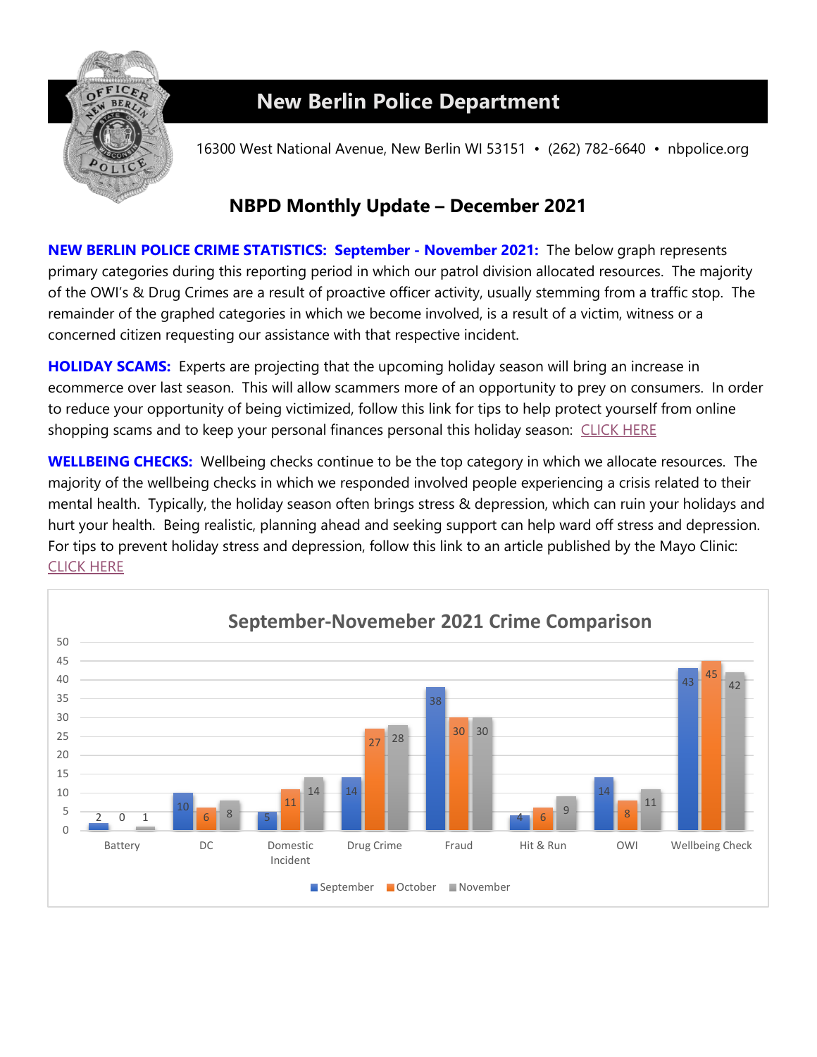# New Berlin Police Department

16300 West National Avenue, New Berlin WI 53151 • (262) 782-6640 • nbpolice.org

## NBPD Monthly Update – December 2021

**NEW BERLIN POLICE CRIME STATISTICS: September - November 2021:** The below graph represents primary categories during this reporting period in which our patrol division allocated resources. The majority of the OWI's & Drug Crimes are a result of proactive officer activity, usually stemming from a traffic stop. The remainder of the graphed categories in which we become involved, is a result of a victim, witness or a concerned citizen requesting our assistance with that respective incident.

**HOLIDAY SCAMS:** Experts are projecting that the upcoming holiday season will bring an increase in ecommerce over last season. This will allow scammers more of an opportunity to prey on consumers. In order to reduce your opportunity of being victimized, follow this link for tips to help protect yourself from online shopping scams and to keep your personal finances personal this holiday season: CLICK HERE

**WELLBEING CHECKS:** Wellbeing checks continue to be the top category in which we allocate resources. The majority of the wellbeing checks in which we responded involved people experiencing a crisis related to their mental health. Typically, the holiday season often brings stress & depression, which can ruin your holidays and hurt your health. Being realistic, planning ahead and seeking support can help ward off stress and depression. For tips to prevent holiday stress and depression, follow this link to an article published by the Mayo Clinic: CLICK HERE

**September-Novemeber 2021 Crime Comparison**

| Category | September | October | November |
|---|---|---|---|
| Battery | 2 | 0 | 1 |
| DC | 10 | 6 | 8 |
| Domestic Incident | 5 | 11 | 14 |
| Drug Crime | 14 | 27 | 28 |
| Fraud | 38 | 30 | 30 |
| Hit & Run | 4 | 6 | 9 |
| OWI | 14 | 8 | 11 |
| Wellbeing Check | 43 | 45 | 42 |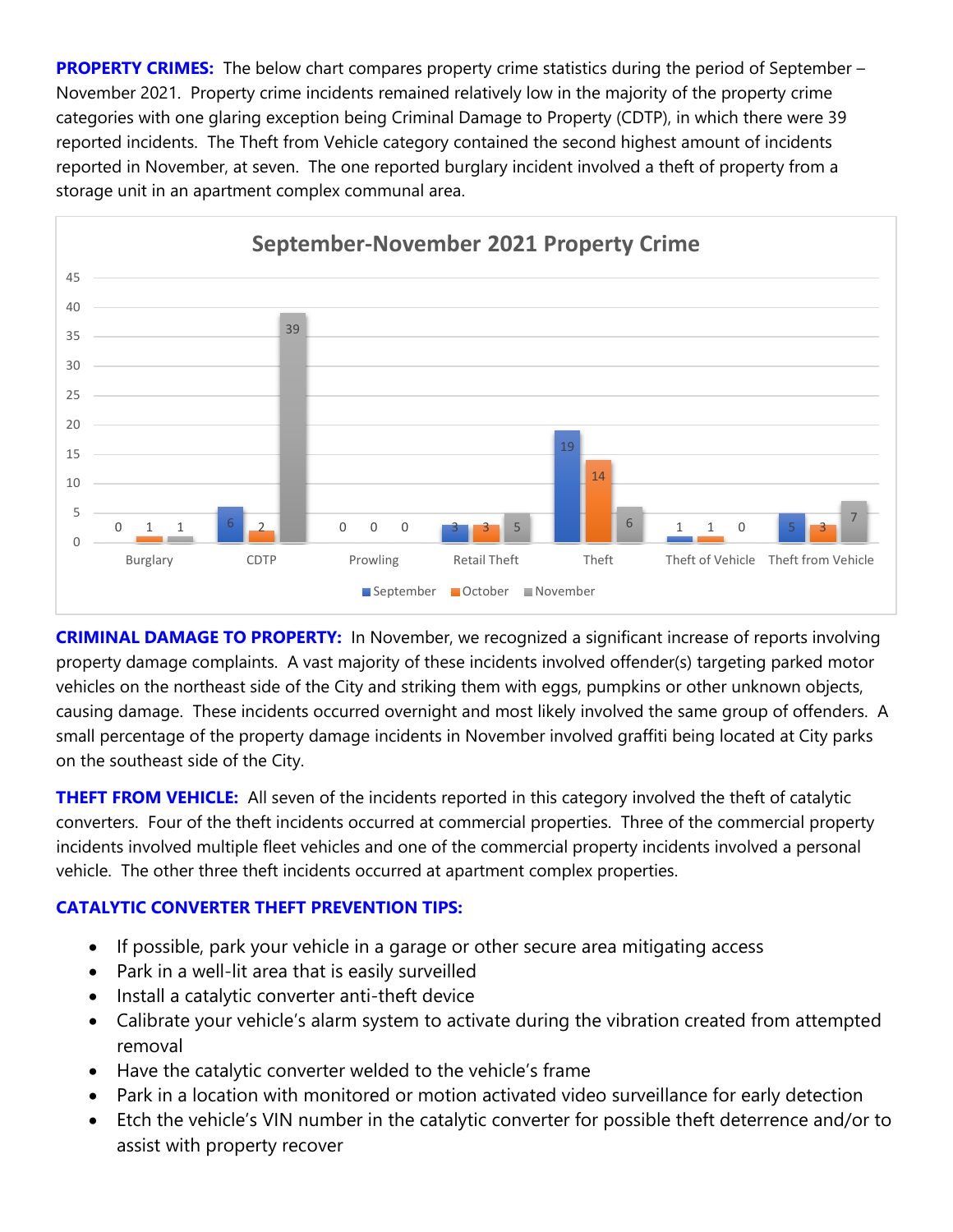**PROPERTY CRIMES:** The below chart compares property crime statistics during the period of September – November 2021. Property crime incidents remained relatively low in the majority of the property crime categories with one glaring exception being Criminal Damage to Property (CDTP), in which there were 39 reported incidents. The Theft from Vehicle category contained the second highest amount of incidents reported in November, at seven. The one reported burglary incident involved a theft of property from a storage unit in an apartment complex communal area.

**September-November 2021 Property Crime**

| Category | September | October | November |
|---|---|---|---|
| Burglary | 0 | 1 | 1 |
| CDTP | 6 | 2 | 39 |
| Prowling | 0 | 0 | 0 |
| Retail Theft | 3 | 3 | 5 |
| Theft | 19 | 14 | 6 |
| Theft of Vehicle | 1 | 1 | 0 |
| Theft from Vehicle | 5 | 3 | 7 |

**CRIMINAL DAMAGE TO PROPERTY:** In November, we recognized a significant increase of reports involving property damage complaints. A vast majority of these incidents involved offender(s) targeting parked motor vehicles on the northeast side of the City and striking them with eggs, pumpkins or other unknown objects, causing damage. These incidents occurred overnight and most likely involved the same group of offenders. A small percentage of the property damage incidents in November involved graffiti being located at City parks on the southeast side of the City.

**THEFT FROM VEHICLE:** All seven of the incidents reported in this category involved the theft of catalytic converters. Four of the theft incidents occurred at commercial properties. Three of the commercial property incidents involved multiple fleet vehicles and one of the commercial property incidents involved a personal vehicle. The other three theft incidents occurred at apartment complex properties.

**CATALYTIC CONVERTER THEFT PREVENTION TIPS:**

- If possible, park your vehicle in a garage or other secure area mitigating access
- Park in a well-lit area that is easily surveilled
- Install a catalytic converter anti-theft device
- Calibrate your vehicle's alarm system to activate during the vibration created from attempted removal
- Have the catalytic converter welded to the vehicle's frame
- Park in a location with monitored or motion activated video surveillance for early detection
- Etch the vehicle's VIN number in the catalytic converter for possible theft deterrence and/or to assist with property recover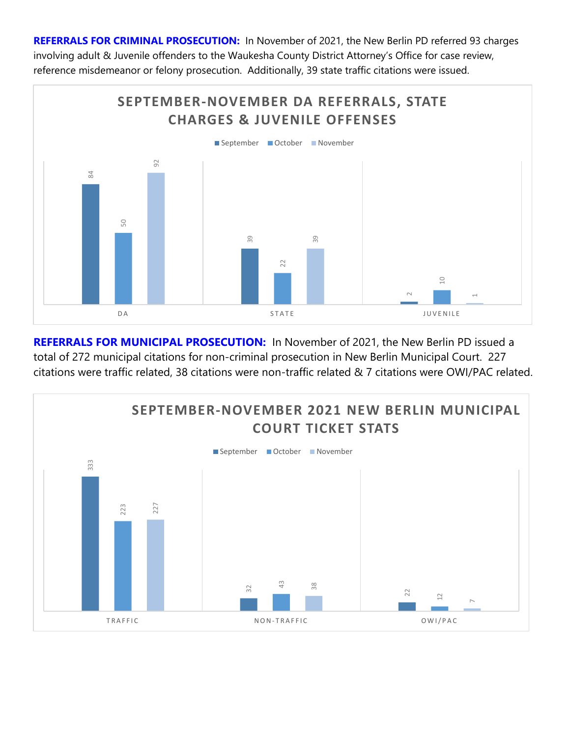**REFERRALS FOR CRIMINAL PROSECUTION:** In November of 2021, the New Berlin PD referred 93 charges involving adult & Juvenile offenders to the Waukesha County District Attorney's Office for case review, reference misdemeanor or felony prosecution. Additionally, 39 state traffic citations were issued.

**SEPTEMBER-NOVEMBER DA REFERRALS, STATE CHARGES & JUVENILE OFFENSES**

| | September | October | November |
|---|---|---|---|
| DA | 84 | 50 | 92 |
| STATE | 39 | 22 | 39 |
| JUVENILE | 2 | 10 | 1 |

**REFERRALS FOR MUNICIPAL PROSECUTION:** In November of 2021, the New Berlin PD issued a total of 272 municipal citations for non-criminal prosecution in New Berlin Municipal Court. 227 citations were traffic related, 38 citations were non-traffic related & 7 citations were OWI/PAC related.

**SEPTEMBER-NOVEMBER 2021 NEW BERLIN MUNICIPAL COURT TICKET STATS**

| | September | October | November |
|---|---|---|---|
| TRAFFIC | 333 | 223 | 227 |
| NON-TRAFFIC | 32 | 43 | 38 |
| OWI/PAC | 22 | 12 | 7 |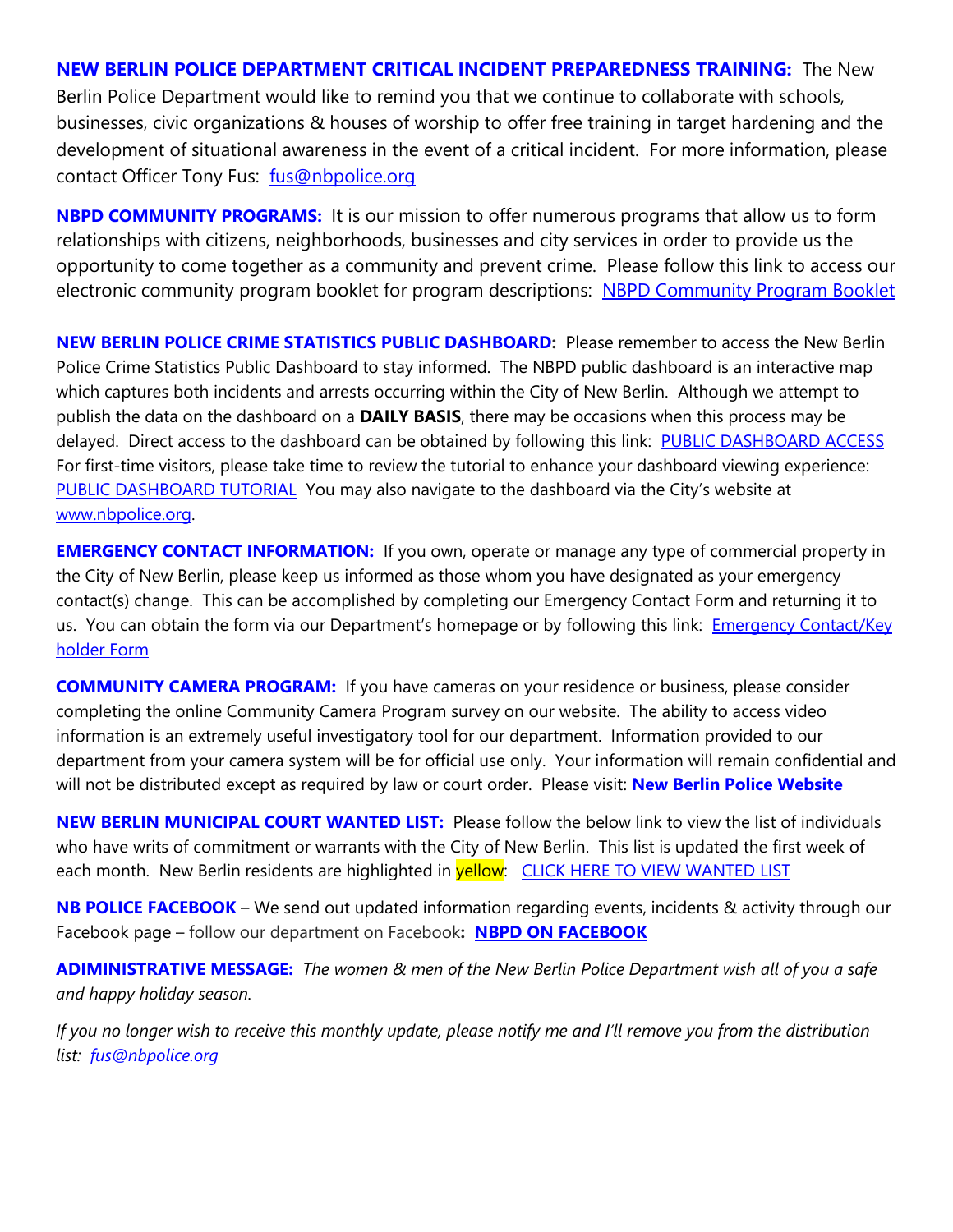**NEW BERLIN POLICE DEPARTMENT CRITICAL INCIDENT PREPAREDNESS TRAINING:** The New Berlin Police Department would like to remind you that we continue to collaborate with schools, businesses, civic organizations & houses of worship to offer free training in target hardening and the development of situational awareness in the event of a critical incident. For more information, please contact Officer Tony Fus: fus@nbpolice.org

**NBPD COMMUNITY PROGRAMS:** It is our mission to offer numerous programs that allow us to form relationships with citizens, neighborhoods, businesses and city services in order to provide us the opportunity to come together as a community and prevent crime. Please follow this link to access our electronic community program booklet for program descriptions: NBPD Community Program Booklet

**NEW BERLIN POLICE CRIME STATISTICS PUBLIC DASHBOARD:** Please remember to access the New Berlin Police Crime Statistics Public Dashboard to stay informed. The NBPD public dashboard is an interactive map which captures both incidents and arrests occurring within the City of New Berlin. Although we attempt to publish the data on the dashboard on a **DAILY BASIS**, there may be occasions when this process may be delayed. Direct access to the dashboard can be obtained by following this link: PUBLIC DASHBOARD ACCESS For first-time visitors, please take time to review the tutorial to enhance your dashboard viewing experience: PUBLIC DASHBOARD TUTORIAL You may also navigate to the dashboard via the City's website at www.nbpolice.org.

**EMERGENCY CONTACT INFORMATION:** If you own, operate or manage any type of commercial property in the City of New Berlin, please keep us informed as those whom you have designated as your emergency contact(s) change. This can be accomplished by completing our Emergency Contact Form and returning it to us. You can obtain the form via our Department's homepage or by following this link: Emergency Contact/Key holder Form

**COMMUNITY CAMERA PROGRAM:** If you have cameras on your residence or business, please consider completing the online Community Camera Program survey on our website. The ability to access video information is an extremely useful investigatory tool for our department. Information provided to our department from your camera system will be for official use only. Your information will remain confidential and will not be distributed except as required by law or court order. Please visit: **New Berlin Police Website**

**NEW BERLIN MUNICIPAL COURT WANTED LIST:** Please follow the below link to view the list of individuals who have writs of commitment or warrants with the City of New Berlin. This list is updated the first week of each month. New Berlin residents are highlighted in yellow: CLICK HERE TO VIEW WANTED LIST

**NB POLICE FACEBOOK** – We send out updated information regarding events, incidents & activity through our Facebook page – follow our department on Facebook**:** **NBPD ON FACEBOOK**

**ADIMINISTRATIVE MESSAGE:** *The women & men of the New Berlin Police Department wish all of you a safe and happy holiday season.*

*If you no longer wish to receive this monthly update, please notify me and I'll remove you from the distribution list: fus@nbpolice.org*